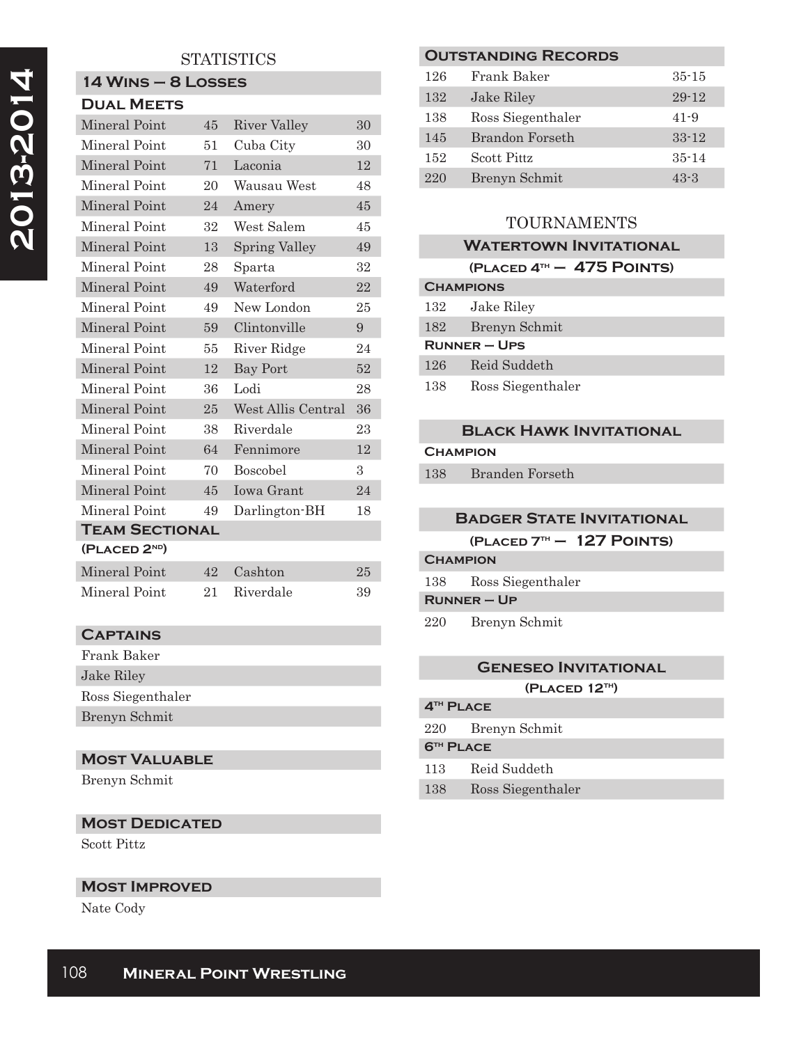# 2013-2014

## STATISTICS

### 14 Wins – 8 Losses

#### Dual Meets

| | | | |
|---|---|---|---|
| Mineral Point | 45 | River Valley | 30 |
| Mineral Point | 51 | Cuba City | 30 |
| Mineral Point | 71 | Laconia | 12 |
| Mineral Point | 20 | Wausau West | 48 |
| Mineral Point | 24 | Amery | 45 |
| Mineral Point | 32 | West Salem | 45 |
| Mineral Point | 13 | Spring Valley | 49 |
| Mineral Point | 28 | Sparta | 32 |
| Mineral Point | 49 | Waterford | 22 |
| Mineral Point | 49 | New London | 25 |
| Mineral Point | 59 | Clintonville | 9 |
| Mineral Point | 55 | River Ridge | 24 |
| Mineral Point | 12 | Bay Port | 52 |
| Mineral Point | 36 | Lodi | 28 |
| Mineral Point | 25 | West Allis Central | 36 |
| Mineral Point | 38 | Riverdale | 23 |
| Mineral Point | 64 | Fennimore | 12 |
| Mineral Point | 70 | Boscobel | 3 |
| Mineral Point | 45 | Iowa Grant | 24 |
| Mineral Point | 49 | Darlington-BH | 18 |

#### Team Sectional
(Placed 2nd)

| | | | |
|---|---|---|---|
| Mineral Point | 42 | Cashton | 25 |
| Mineral Point | 21 | Riverdale | 39 |

### Captains

Frank Baker
Jake Riley
Ross Siegenthaler
Brenyn Schmit

### Most Valuable

Brenyn Schmit

### Most Dedicated

Scott Pittz

### Most Improved

Nate Cody

### Outstanding Records

| | | |
|---|---|---|
| 126 | Frank Baker | 35-15 |
| 132 | Jake Riley | 29-12 |
| 138 | Ross Siegenthaler | 41-9 |
| 145 | Brandon Forseth | 33-12 |
| 152 | Scott Pittz | 35-14 |
| 220 | Brenyn Schmit | 43-3 |

## TOURNAMENTS

### Watertown Invitational
(Placed 4th – 475 Points)

**Champions**

| | |
|---|---|
| 132 | Jake Riley |
| 182 | Brenyn Schmit |

**Runner – Ups**

| | |
|---|---|
| 126 | Reid Suddeth |
| 138 | Ross Siegenthaler |

### Black Hawk Invitational

**Champion**

| | |
|---|---|
| 138 | Branden Forseth |

### Badger State Invitational
(Placed 7th – 127 Points)

**Champion**

| | |
|---|---|
| 138 | Ross Siegenthaler |

**Runner – Up**

| | |
|---|---|
| 220 | Brenyn Schmit |

### Geneseo Invitational
(Placed 12th)

**4th Place**

| | |
|---|---|
| 220 | Brenyn Schmit |

**6th Place**

| | |
|---|---|
| 113 | Reid Suddeth |
| 138 | Ross Siegenthaler |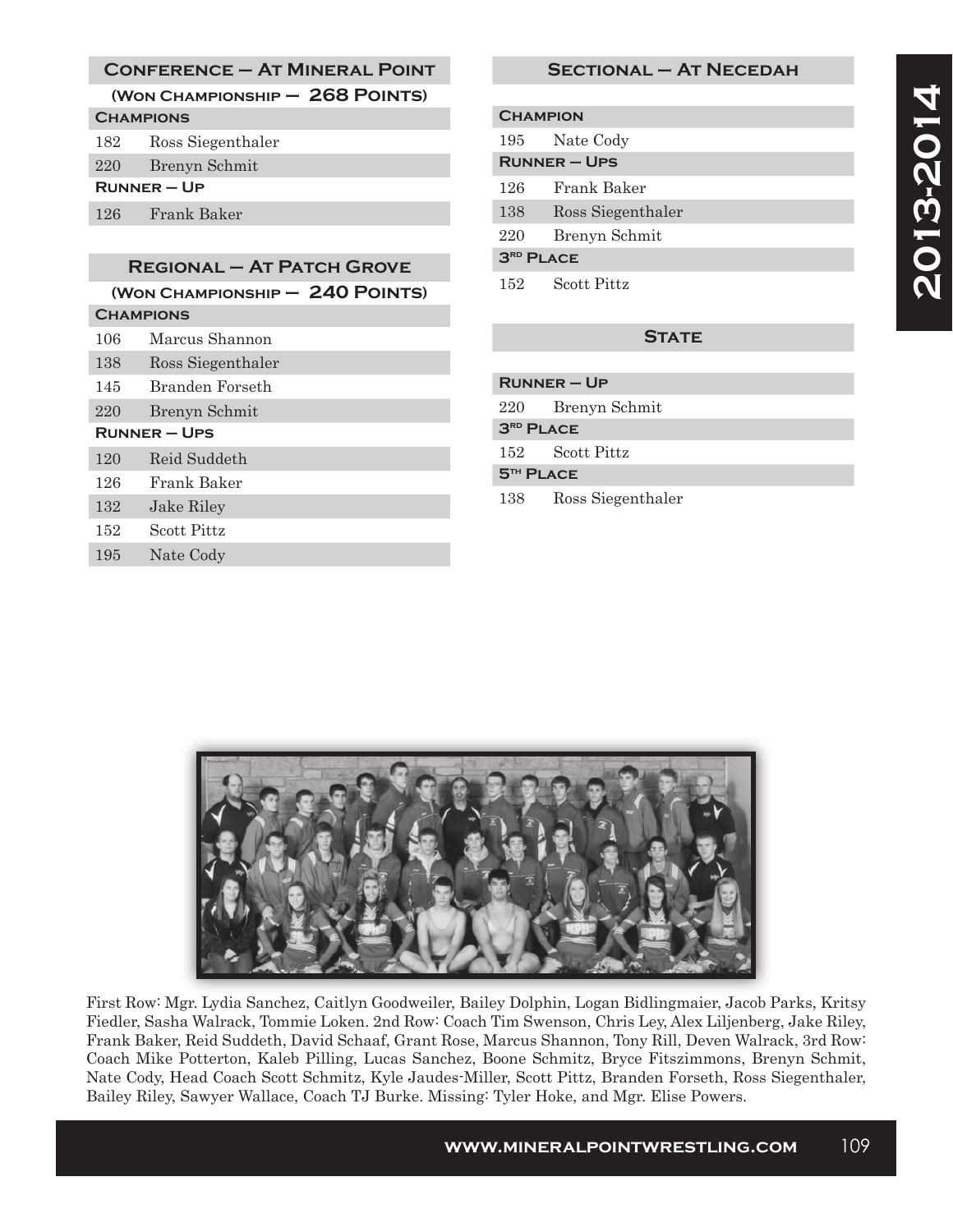## Conference – At Mineral Point

**(Won Championship – 268 Points)**

| | |
|---|---|
| **Champions** | |
| 182 | Ross Siegenthaler |
| 220 | Brenyn Schmit |
| **Runner – Up** | |
| 126 | Frank Baker |

## Regional – At Patch Grove

**(Won Championship – 240 Points)**

| | |
|---|---|
| **Champions** | |
| 106 | Marcus Shannon |
| 138 | Ross Siegenthaler |
| 145 | Branden Forseth |
| 220 | Brenyn Schmit |
| **Runner – Ups** | |
| 120 | Reid Suddeth |
| 126 | Frank Baker |
| 132 | Jake Riley |
| 152 | Scott Pittz |
| 195 | Nate Cody |

## Sectional – At Necedah

| | |
|---|---|
| **Champion** | |
| 195 | Nate Cody |
| **Runner – Ups** | |
| 126 | Frank Baker |
| 138 | Ross Siegenthaler |
| 220 | Brenyn Schmit |
| **3rd Place** | |
| 152 | Scott Pittz |

## State

| | |
|---|---|
| **Runner – Up** | |
| 220 | Brenyn Schmit |
| **3rd Place** | |
| 152 | Scott Pittz |
| **5th Place** | |
| 138 | Ross Siegenthaler |

First Row: Mgr. Lydia Sanchez, Caitlyn Goodweiler, Bailey Dolphin, Logan Bidlingmaier, Jacob Parks, Kritsy Fiedler, Sasha Walrack, Tommie Loken. 2nd Row: Coach Tim Swenson, Chris Ley, Alex Liljenberg, Jake Riley, Frank Baker, Reid Suddeth, David Schaaf, Grant Rose, Marcus Shannon, Tony Rill, Deven Walrack, 3rd Row: Coach Mike Potterton, Kaleb Pilling, Lucas Sanchez, Boone Schmitz, Bryce Fitszimmons, Brenyn Schmit, Nate Cody, Head Coach Scott Schmitz, Kyle Jaudes-Miller, Scott Pittz, Branden Forseth, Ross Siegenthaler, Bailey Riley, Sawyer Wallace, Coach TJ Burke. Missing: Tyler Hoke, and Mgr. Elise Powers.